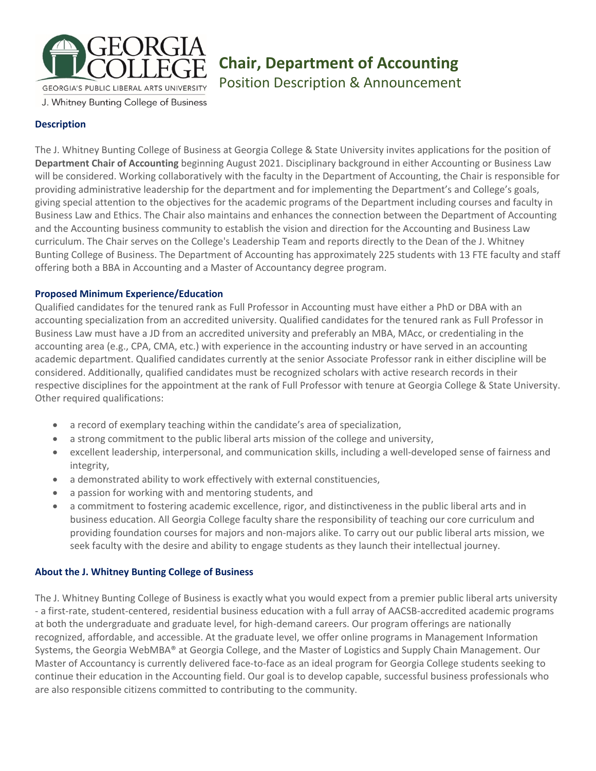GEORGIA COLLEGE

GEORGIA'S PUBLIC LIBERAL ARTS UNIVERSITY

J. Whitney Bunting College of Business

# Chair, Department of Accounting

Position Description & Announcement

## Description

The J. Whitney Bunting College of Business at Georgia College & State University invites applications for the position of **Department Chair of Accounting** beginning August 2021. Disciplinary background in either Accounting or Business Law will be considered. Working collaboratively with the faculty in the Department of Accounting, the Chair is responsible for providing administrative leadership for the department and for implementing the Department's and College's goals, giving special attention to the objectives for the academic programs of the Department including courses and faculty in Business Law and Ethics. The Chair also maintains and enhances the connection between the Department of Accounting and the Accounting business community to establish the vision and direction for the Accounting and Business Law curriculum. The Chair serves on the College's Leadership Team and reports directly to the Dean of the J. Whitney Bunting College of Business. The Department of Accounting has approximately 225 students with 13 FTE faculty and staff offering both a BBA in Accounting and a Master of Accountancy degree program.

## Proposed Minimum Experience/Education

Qualified candidates for the tenured rank as Full Professor in Accounting must have either a PhD or DBA with an accounting specialization from an accredited university. Qualified candidates for the tenured rank as Full Professor in Business Law must have a JD from an accredited university and preferably an MBA, MAcc, or credentialing in the accounting area (e.g., CPA, CMA, etc.) with experience in the accounting industry or have served in an accounting academic department. Qualified candidates currently at the senior Associate Professor rank in either discipline will be considered. Additionally, qualified candidates must be recognized scholars with active research records in their respective disciplines for the appointment at the rank of Full Professor with tenure at Georgia College & State University. Other required qualifications:

- a record of exemplary teaching within the candidate's area of specialization,
- a strong commitment to the public liberal arts mission of the college and university,
- excellent leadership, interpersonal, and communication skills, including a well-developed sense of fairness and integrity,
- a demonstrated ability to work effectively with external constituencies,
- a passion for working with and mentoring students, and
- a commitment to fostering academic excellence, rigor, and distinctiveness in the public liberal arts and in business education. All Georgia College faculty share the responsibility of teaching our core curriculum and providing foundation courses for majors and non-majors alike. To carry out our public liberal arts mission, we seek faculty with the desire and ability to engage students as they launch their intellectual journey.

## About the J. Whitney Bunting College of Business

The J. Whitney Bunting College of Business is exactly what you would expect from a premier public liberal arts university - a first-rate, student-centered, residential business education with a full array of AACSB-accredited academic programs at both the undergraduate and graduate level, for high-demand careers. Our program offerings are nationally recognized, affordable, and accessible. At the graduate level, we offer online programs in Management Information Systems, the Georgia WebMBA® at Georgia College, and the Master of Logistics and Supply Chain Management. Our Master of Accountancy is currently delivered face-to-face as an ideal program for Georgia College students seeking to continue their education in the Accounting field. Our goal is to develop capable, successful business professionals who are also responsible citizens committed to contributing to the community.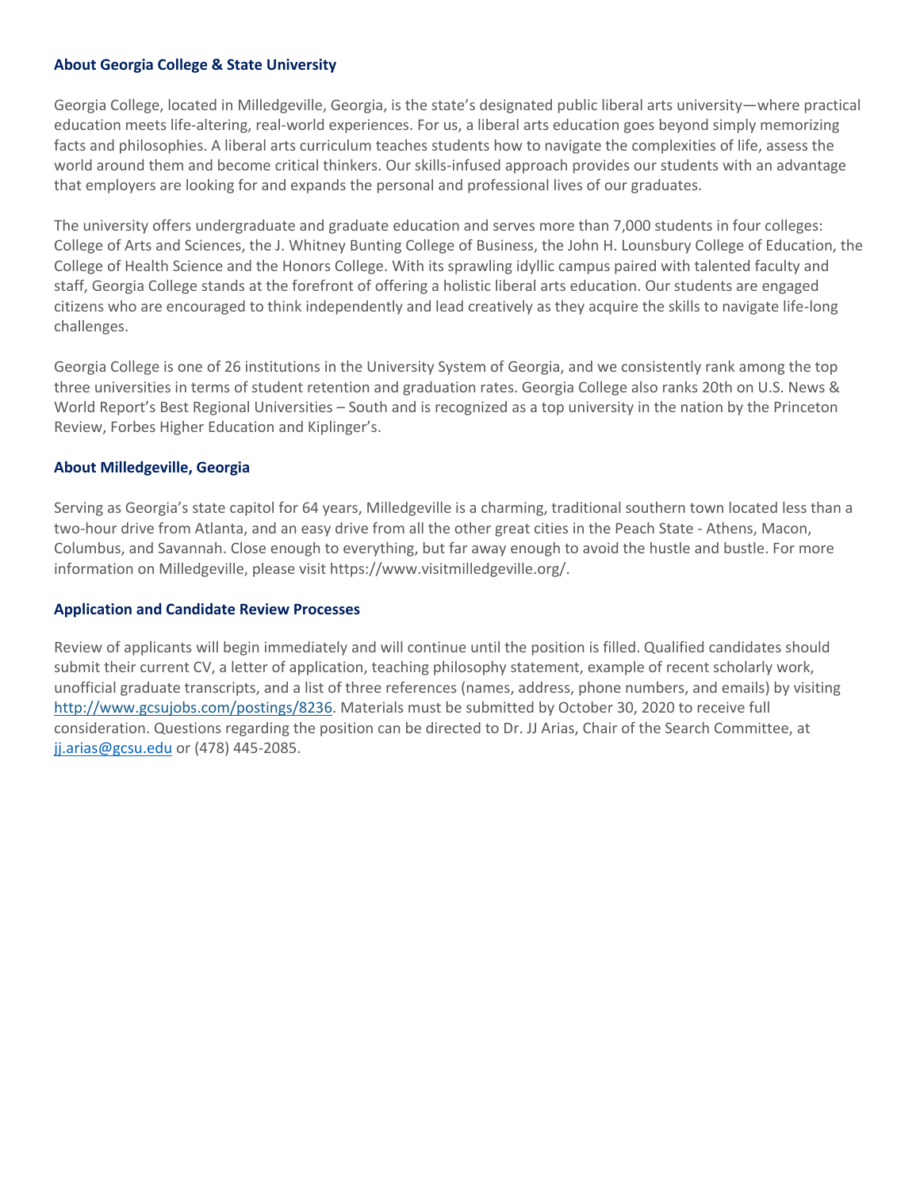## About Georgia College & State University

Georgia College, located in Milledgeville, Georgia, is the state's designated public liberal arts university—where practical education meets life-altering, real-world experiences. For us, a liberal arts education goes beyond simply memorizing facts and philosophies. A liberal arts curriculum teaches students how to navigate the complexities of life, assess the world around them and become critical thinkers. Our skills-infused approach provides our students with an advantage that employers are looking for and expands the personal and professional lives of our graduates.

The university offers undergraduate and graduate education and serves more than 7,000 students in four colleges: College of Arts and Sciences, the J. Whitney Bunting College of Business, the John H. Lounsbury College of Education, the College of Health Science and the Honors College. With its sprawling idyllic campus paired with talented faculty and staff, Georgia College stands at the forefront of offering a holistic liberal arts education. Our students are engaged citizens who are encouraged to think independently and lead creatively as they acquire the skills to navigate life-long challenges.

Georgia College is one of 26 institutions in the University System of Georgia, and we consistently rank among the top three universities in terms of student retention and graduation rates. Georgia College also ranks 20th on U.S. News & World Report's Best Regional Universities – South and is recognized as a top university in the nation by the Princeton Review, Forbes Higher Education and Kiplinger's.

## About Milledgeville, Georgia

Serving as Georgia's state capitol for 64 years, Milledgeville is a charming, traditional southern town located less than a two-hour drive from Atlanta, and an easy drive from all the other great cities in the Peach State - Athens, Macon, Columbus, and Savannah. Close enough to everything, but far away enough to avoid the hustle and bustle. For more information on Milledgeville, please visit https://www.visitmilledgeville.org/.

## Application and Candidate Review Processes

Review of applicants will begin immediately and will continue until the position is filled. Qualified candidates should submit their current CV, a letter of application, teaching philosophy statement, example of recent scholarly work, unofficial graduate transcripts, and a list of three references (names, address, phone numbers, and emails) by visiting http://www.gcsujobs.com/postings/8236. Materials must be submitted by October 30, 2020 to receive full consideration. Questions regarding the position can be directed to Dr. JJ Arias, Chair of the Search Committee, at jj.arias@gcsu.edu or (478) 445-2085.